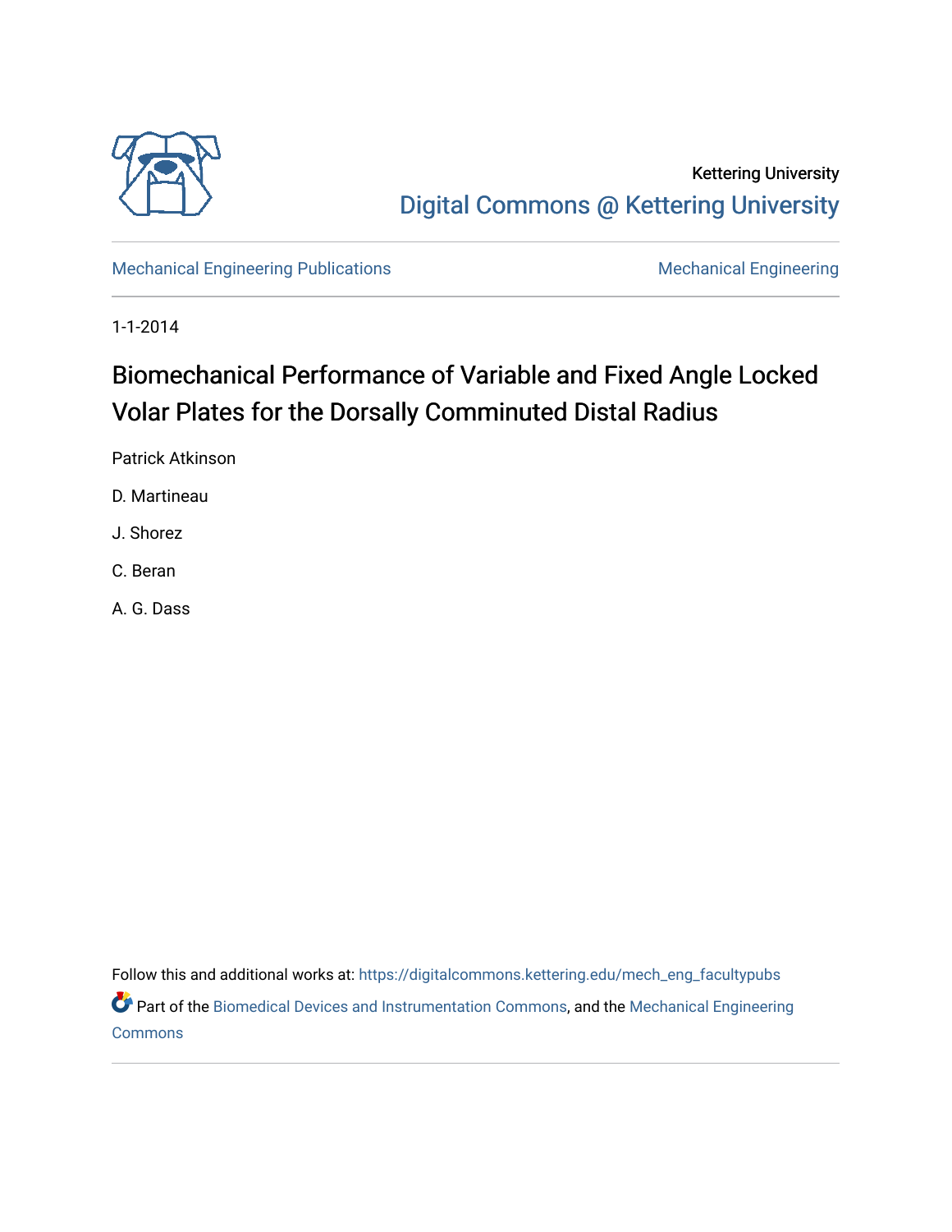Kettering University

Digital Commons @ Kettering University

Mechanical Engineering Publications

Mechanical Engineering

1-1-2014

# Biomechanical Performance of Variable and Fixed Angle Locked Volar Plates for the Dorsally Comminuted Distal Radius

Patrick Atkinson

D. Martineau

J. Shorez

C. Beran

A. G. Dass

Follow this and additional works at: https://digitalcommons.kettering.edu/mech_eng_facultypubs

Part of the Biomedical Devices and Instrumentation Commons, and the Mechanical Engineering Commons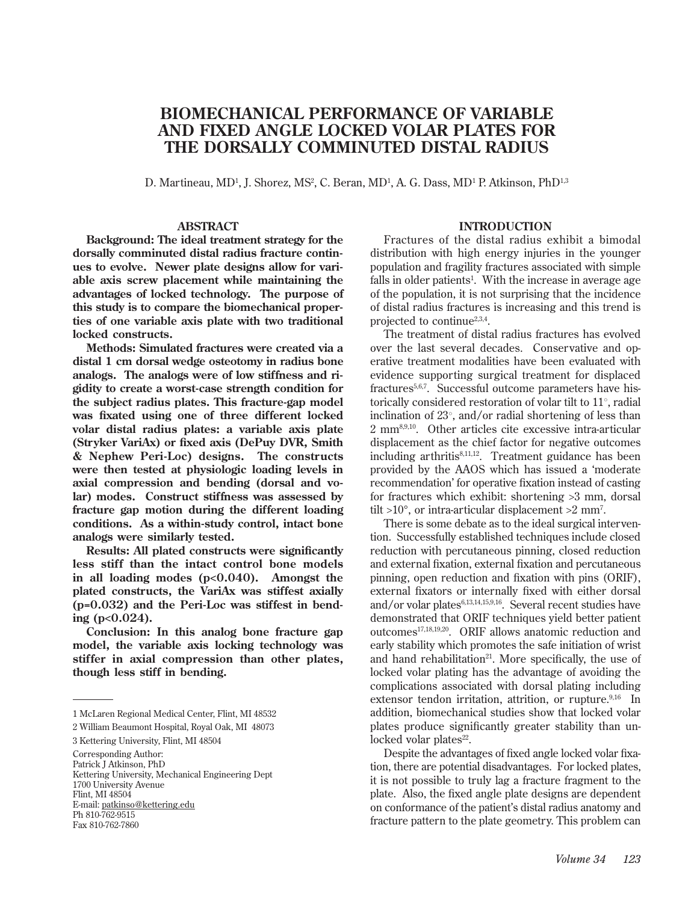# BIOMECHANICAL PERFORMANCE OF VARIABLE AND FIXED ANGLE LOCKED VOLAR PLATES FOR THE DORSALLY COMMINUTED DISTAL RADIUS

D. Martineau, MD[1], J. Shorez, MS[2], C. Beran, MD[1], A. G. Dass, MD[1] P. Atkinson, PhD[1,3]

## ABSTRACT

**Background: The ideal treatment strategy for the dorsally comminuted distal radius fracture continues to evolve. Newer plate designs allow for variable axis screw placement while maintaining the advantages of locked technology. The purpose of this study is to compare the biomechanical properties of one variable axis plate with two traditional locked constructs.**

**Methods: Simulated fractures were created via a distal 1 cm dorsal wedge osteotomy in radius bone analogs. The analogs were of low stiffness and rigidity to create a worst-case strength condition for the subject radius plates. This fracture-gap model was fixated using one of three different locked volar distal radius plates: a variable axis plate (Stryker VariAx) or fixed axis (DePuy DVR, Smith & Nephew Peri-Loc) designs. The constructs were then tested at physiologic loading levels in axial compression and bending (dorsal and volar) modes. Construct stiffness was assessed by fracture gap motion during the different loading conditions. As a within-study control, intact bone analogs were similarly tested.**

**Results: All plated constructs were significantly less stiff than the intact control bone models in all loading modes ($p<0.040$). Amongst the plated constructs, the VariAx was stiffest axially ($p=0.032$) and the Peri-Loc was stiffest in bending ($p<0.024$).**

**Conclusion: In this analog bone fracture gap model, the variable axis locking technology was stiffer in axial compression than other plates, though less stiff in bending.**

1 McLaren Regional Medical Center, Flint, MI 48532

2 William Beaumont Hospital, Royal Oak, MI 48073

3 Kettering University, Flint, MI 48504

Corresponding Author:
Patrick J Atkinson, PhD
Kettering University, Mechanical Engineering Dept
1700 University Avenue
Flint, MI 48504
E-mail: patkinso@kettering.edu
Ph 810-762-9515
Fax 810-762-7860

## INTRODUCTION

Fractures of the distal radius exhibit a bimodal distribution with high energy injuries in the younger population and fragility fractures associated with simple falls in older patients[1]. With the increase in average age of the population, it is not surprising that the incidence of distal radius fractures is increasing and this trend is projected to continue[2,3,4].

The treatment of distal radius fractures has evolved over the last several decades. Conservative and operative treatment modalities have been evaluated with evidence supporting surgical treatment for displaced fractures[5,6,7]. Successful outcome parameters have historically considered restoration of volar tilt to 11°, radial inclination of 23°, and/or radial shortening of less than 2 mm[8,9,10]. Other articles cite excessive intra-articular displacement as the chief factor for negative outcomes including arthritis[8,11,12]. Treatment guidance has been provided by the AAOS which has issued a 'moderate recommendation' for operative fixation instead of casting for fractures which exhibit: shortening >3 mm, dorsal tilt >10°, or intra-articular displacement >2 mm[7].

There is some debate as to the ideal surgical intervention. Successfully established techniques include closed reduction with percutaneous pinning, closed reduction and external fixation, external fixation and percutaneous pinning, open reduction and fixation with pins (ORIF), external fixators or internally fixed with either dorsal and/or volar plates[6,13,14,15,9,16]. Several recent studies have demonstrated that ORIF techniques yield better patient outcomes[17,18,19,20]. ORIF allows anatomic reduction and early stability which promotes the safe initiation of wrist and hand rehabilitation[21]. More specifically, the use of locked volar plating has the advantage of avoiding the complications associated with dorsal plating including extensor tendon irritation, attrition, or rupture.[9,16] In addition, biomechanical studies show that locked volar plates produce significantly greater stability than unlocked volar plates[22].

Despite the advantages of fixed angle locked volar fixation, there are potential disadvantages. For locked plates, it is not possible to truly lag a fracture fragment to the plate. Also, the fixed angle plate designs are dependent on conformance of the patient's distal radius anatomy and fracture pattern to the plate geometry. This problem can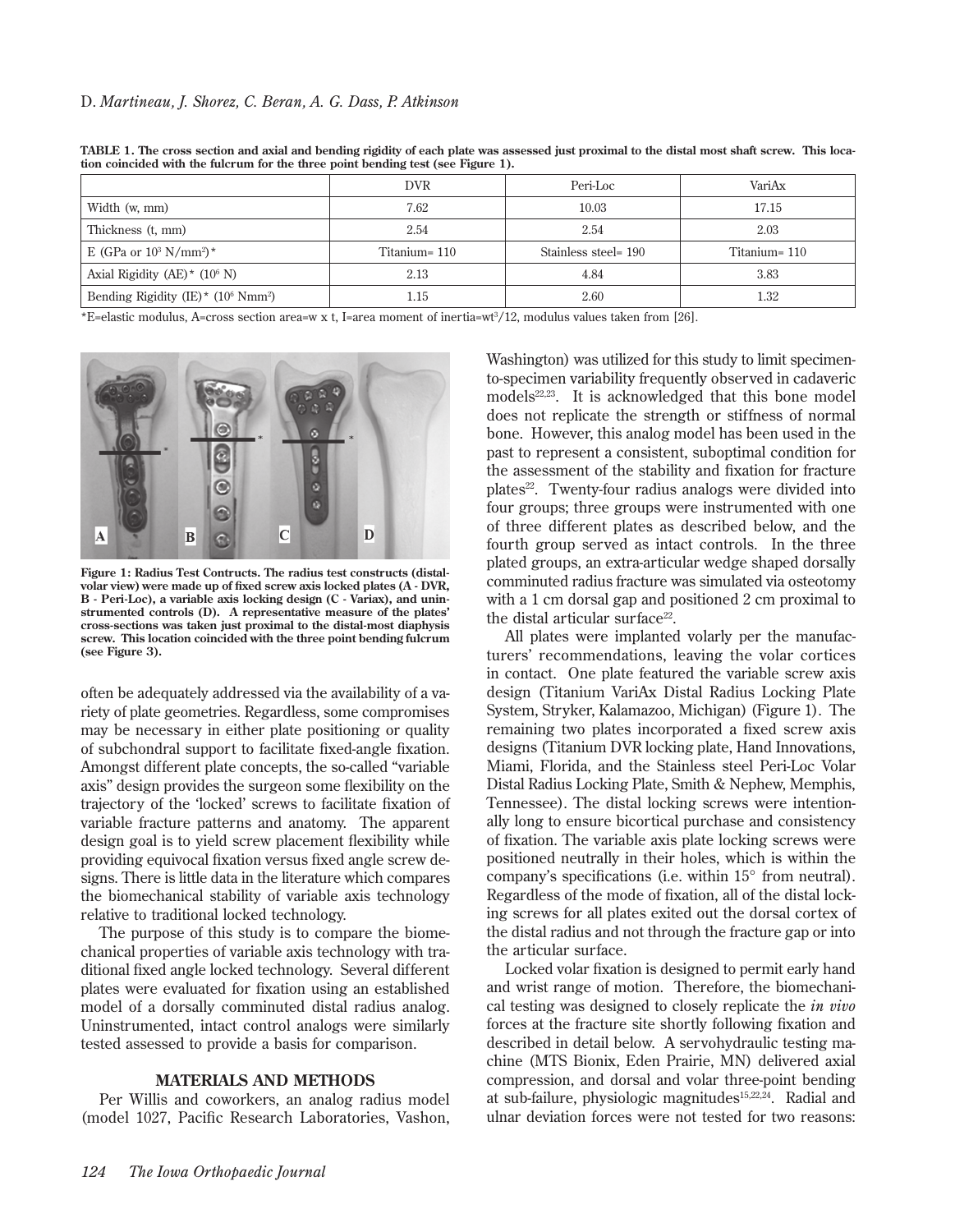**TABLE 1. The cross section and axial and bending rigidity of each plate was assessed just proximal to the distal most shaft screw. This location coincided with the fulcrum for the three point bending test (see Figure 1).**

| | DVR | Peri-Loc | VariAx |
|---|---|---|---|
| Width (w, mm) | 7.62 | 10.03 | 17.15 |
| Thickness (t, mm) | 2.54 | 2.54 | 2.03 |
| E (GPa or $10^3$ N/mm$^2$)* | Titanium= 110 | Stainless steel= 190 | Titanium= 110 |
| Axial Rigidity (AE)* ($10^6$ N) | 2.13 | 4.84 | 3.83 |
| Bending Rigidity (IE)* ($10^6$ Nmm$^2$) | 1.15 | 2.60 | 1.32 |

*E=elastic modulus, A=cross section area=w x t, I=area moment of inertia=$wt^3/12$, modulus values taken from [26].

**Figure 1: Radius Test Contructs. The radius test constructs (distal-volar view) were made up of fixed screw axis locked plates (A - DVR, B - Peri-Loc), a variable axis locking design (C - Variax), and uninstrumented controls (D). A representative measure of the plates' cross-sections was taken just proximal to the distal-most diaphysis screw. This location coincided with the three point bending fulcrum (see Figure 3).**

often be adequately addressed via the availability of a variety of plate geometries. Regardless, some compromises may be necessary in either plate positioning or quality of subchondral support to facilitate fixed-angle fixation. Amongst different plate concepts, the so-called "variable axis" design provides the surgeon some flexibility on the trajectory of the 'locked' screws to facilitate fixation of variable fracture patterns and anatomy. The apparent design goal is to yield screw placement flexibility while providing equivocal fixation versus fixed angle screw designs. There is little data in the literature which compares the biomechanical stability of variable axis technology relative to traditional locked technology.

The purpose of this study is to compare the biomechanical properties of variable axis technology with traditional fixed angle locked technology. Several different plates were evaluated for fixation using an established model of a dorsally comminuted distal radius analog. Uninstrumented, intact control analogs were similarly tested assessed to provide a basis for comparison.

## MATERIALS AND METHODS

Per Willis and coworkers, an analog radius model (model 1027, Pacific Research Laboratories, Vashon, Washington) was utilized for this study to limit specimen-to-specimen variability frequently observed in cadaveric models[22,23]. It is acknowledged that this bone model does not replicate the strength or stiffness of normal bone. However, this analog model has been used in the past to represent a consistent, suboptimal condition for the assessment of the stability and fixation for fracture plates[22]. Twenty-four radius analogs were divided into four groups; three groups were instrumented with one of three different plates as described below, and the fourth group served as intact controls. In the three plated groups, an extra-articular wedge shaped dorsally comminuted radius fracture was simulated via osteotomy with a 1 cm dorsal gap and positioned 2 cm proximal to the distal articular surface[22].

All plates were implanted volarly per the manufacturers' recommendations, leaving the volar cortices in contact. One plate featured the variable screw axis design (Titanium VariAx Distal Radius Locking Plate System, Stryker, Kalamazoo, Michigan) (Figure 1). The remaining two plates incorporated a fixed screw axis designs (Titanium DVR locking plate, Hand Innovations, Miami, Florida, and the Stainless steel Peri-Loc Volar Distal Radius Locking Plate, Smith & Nephew, Memphis, Tennessee). The distal locking screws were intentionally long to ensure bicortical purchase and consistency of fixation. The variable axis plate locking screws were positioned neutrally in their holes, which is within the company's specifications (i.e. within 15° from neutral). Regardless of the mode of fixation, all of the distal locking screws for all plates exited out the dorsal cortex of the distal radius and not through the fracture gap or into the articular surface.

Locked volar fixation is designed to permit early hand and wrist range of motion. Therefore, the biomechanical testing was designed to closely replicate the *in vivo* forces at the fracture site shortly following fixation and described in detail below. A servohydraulic testing machine (MTS Bionix, Eden Prairie, MN) delivered axial compression, and dorsal and volar three-point bending at sub-failure, physiologic magnitudes[15,22,24]. Radial and ulnar deviation forces were not tested for two reasons: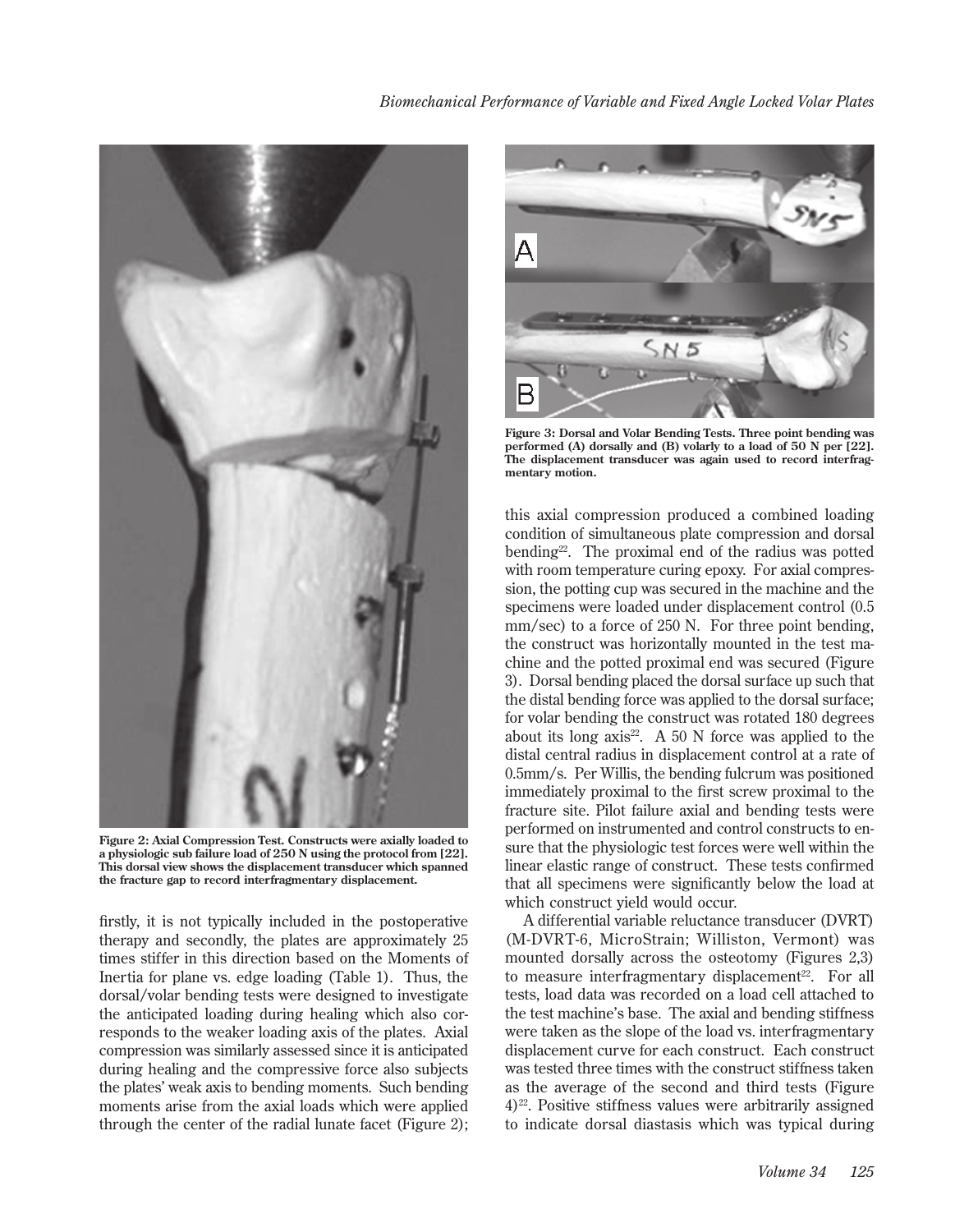Figure 2: Axial Compression Test. Constructs were axially loaded to a physiologic sub failure load of 250 N using the protocol from [22]. This dorsal view shows the displacement transducer which spanned the fracture gap to record interfragmentary displacement.

firstly, it is not typically included in the postoperative therapy and secondly, the plates are approximately 25 times stiffer in this direction based on the Moments of Inertia for plane vs. edge loading (Table 1). Thus, the dorsal/volar bending tests were designed to investigate the anticipated loading during healing which also corresponds to the weaker loading axis of the plates. Axial compression was similarly assessed since it is anticipated during healing and the compressive force also subjects the plates' weak axis to bending moments. Such bending moments arise from the axial loads which were applied through the center of the radial lunate facet (Figure 2); this axial compression produced a combined loading condition of simultaneous plate compression and dorsal bending[22]. The proximal end of the radius was potted with room temperature curing epoxy. For axial compression, the potting cup was secured in the machine and the specimens were loaded under displacement control (0.5 mm/sec) to a force of 250 N. For three point bending, the construct was horizontally mounted in the test machine and the potted proximal end was secured (Figure 3). Dorsal bending placed the dorsal surface up such that the distal bending force was applied to the dorsal surface; for volar bending the construct was rotated 180 degrees about its long axis[22]. A 50 N force was applied to the distal central radius in displacement control at a rate of 0.5mm/s. Per Willis, the bending fulcrum was positioned immediately proximal to the first screw proximal to the fracture site. Pilot failure axial and bending tests were performed on instrumented and control constructs to ensure that the physiologic test forces were well within the linear elastic range of construct. These tests confirmed that all specimens were significantly below the load at which construct yield would occur.

Figure 3: Dorsal and Volar Bending Tests. Three point bending was performed (A) dorsally and (B) volarly to a load of 50 N per [22]. The displacement transducer was again used to record interfragmentary motion.

A differential variable reluctance transducer (DVRT) (M-DVRT-6, MicroStrain; Williston, Vermont) was mounted dorsally across the osteotomy (Figures 2,3) to measure interfragmentary displacement[22]. For all tests, load data was recorded on a load cell attached to the test machine's base. The axial and bending stiffness were taken as the slope of the load vs. interfragmentary displacement curve for each construct. Each construct was tested three times with the construct stiffness taken as the average of the second and third tests (Figure 4)[22]. Positive stiffness values were arbitrarily assigned to indicate dorsal diastasis which was typical during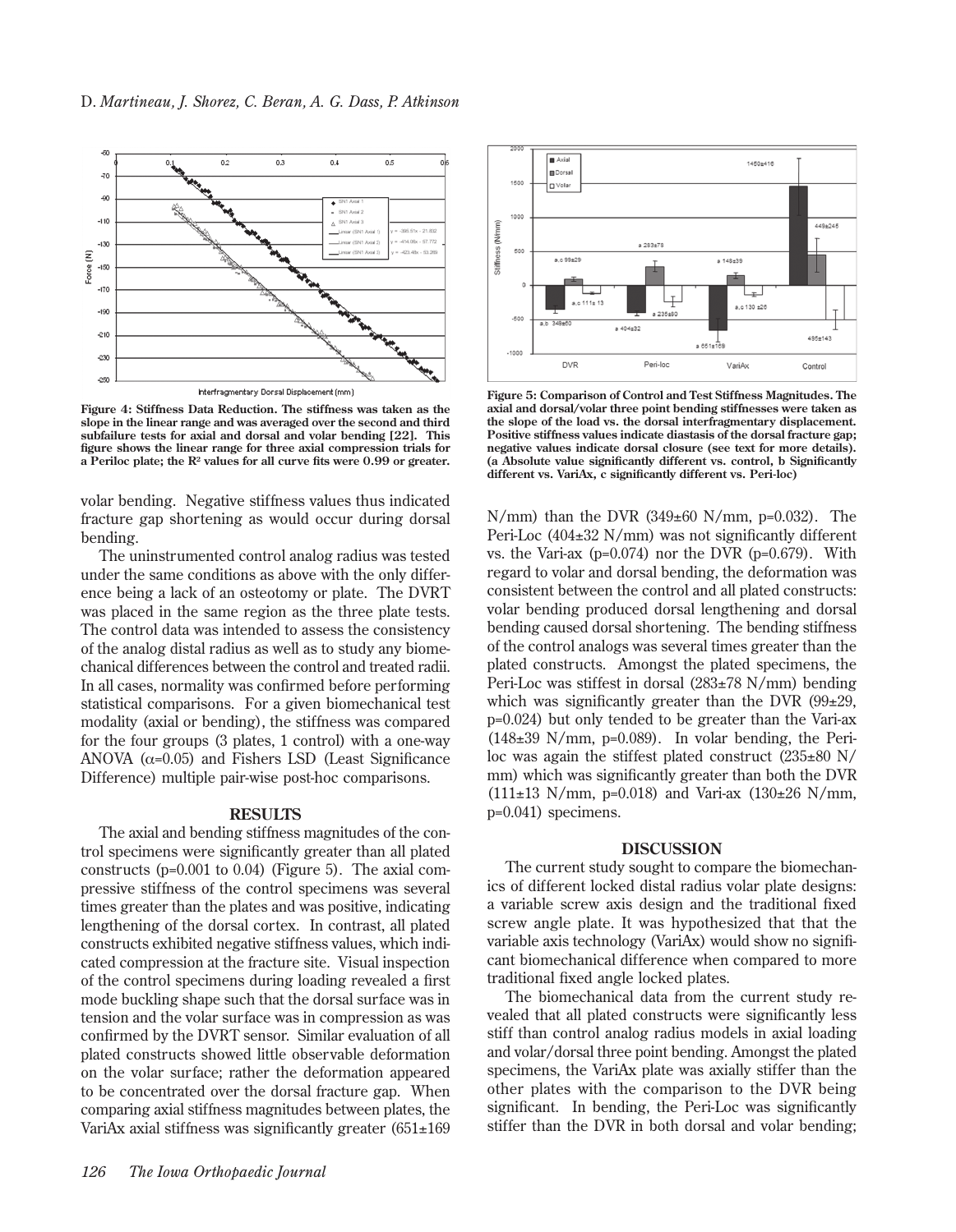Figure 4: Stiffness Data Reduction. The stiffness was taken as the slope in the linear range and was averaged over the second and third subfailure tests for axial and dorsal and volar bending [22]. This figure shows the linear range for three axial compression trials for a Periloc plate; the $R^2$ values for all curve fits were 0.99 or greater.

Figure 5: Comparison of Control and Test Stiffness Magnitudes. The axial and dorsal/volar three point bending stiffnesses were taken as the slope of the load vs. the dorsal interfragmentary displacement. Positive stiffness values indicate diastasis of the dorsal fracture gap; negative values indicate dorsal closure (see text for more details). (a Absolute value significantly different vs. control, b Significantly different vs. VariAx, c significantly different vs. Peri-loc)

volar bending. Negative stiffness values thus indicated fracture gap shortening as would occur during dorsal bending.

The uninstrumented control analog radius was tested under the same conditions as above with the only difference being a lack of an osteotomy or plate. The DVRT was placed in the same region as the three plate tests. The control data was intended to assess the consistency of the analog distal radius as well as to study any biomechanical differences between the control and treated radii. In all cases, normality was confirmed before performing statistical comparisons. For a given biomechanical test modality (axial or bending), the stiffness was compared for the four groups (3 plates, 1 control) with a one-way ANOVA ($\alpha$=0.05) and Fishers LSD (Least Significance Difference) multiple pair-wise post-hoc comparisons.

## RESULTS

The axial and bending stiffness magnitudes of the control specimens were significantly greater than all plated constructs (p=0.001 to 0.04) (Figure 5). The axial compressive stiffness of the control specimens was several times greater than the plates and was positive, indicating lengthening of the dorsal cortex. In contrast, all plated constructs exhibited negative stiffness values, which indicated compression at the fracture site. Visual inspection of the control specimens during loading revealed a first mode buckling shape such that the dorsal surface was in tension and the volar surface was in compression as was confirmed by the DVRT sensor. Similar evaluation of all plated constructs showed little observable deformation on the volar surface; rather the deformation appeared to be concentrated over the dorsal fracture gap. When comparing axial stiffness magnitudes between plates, the VariAx axial stiffness was significantly greater (651±169 N/mm) than the DVR (349±60 N/mm, p=0.032). The Peri-Loc (404±32 N/mm) was not significantly different vs. the Vari-ax (p=0.074) nor the DVR (p=0.679). With regard to volar and dorsal bending, the deformation was consistent between the control and all plated constructs: volar bending produced dorsal lengthening and dorsal bending caused dorsal shortening. The bending stiffness of the control analogs was several times greater than the plated constructs. Amongst the plated specimens, the Peri-Loc was stiffest in dorsal (283±78 N/mm) bending which was significantly greater than the DVR (99±29, p=0.024) but only tended to be greater than the Vari-ax (148±39 N/mm, p=0.089). In volar bending, the Peri-loc was again the stiffest plated construct (235±80 N/mm) which was significantly greater than both the DVR (111±13 N/mm, p=0.018) and Vari-ax (130±26 N/mm, p=0.041) specimens.

## DISCUSSION

The current study sought to compare the biomechanics of different locked distal radius volar plate designs: a variable screw axis design and the traditional fixed screw angle plate. It was hypothesized that that the variable axis technology (VariAx) would show no significant biomechanical difference when compared to more traditional fixed angle locked plates.

The biomechanical data from the current study revealed that all plated constructs were significantly less stiff than control analog radius models in axial loading and volar/dorsal three point bending. Amongst the plated specimens, the VariAx plate was axially stiffer than the other plates with the comparison to the DVR being significant. In bending, the Peri-Loc was significantly stiffer than the DVR in both dorsal and volar bending;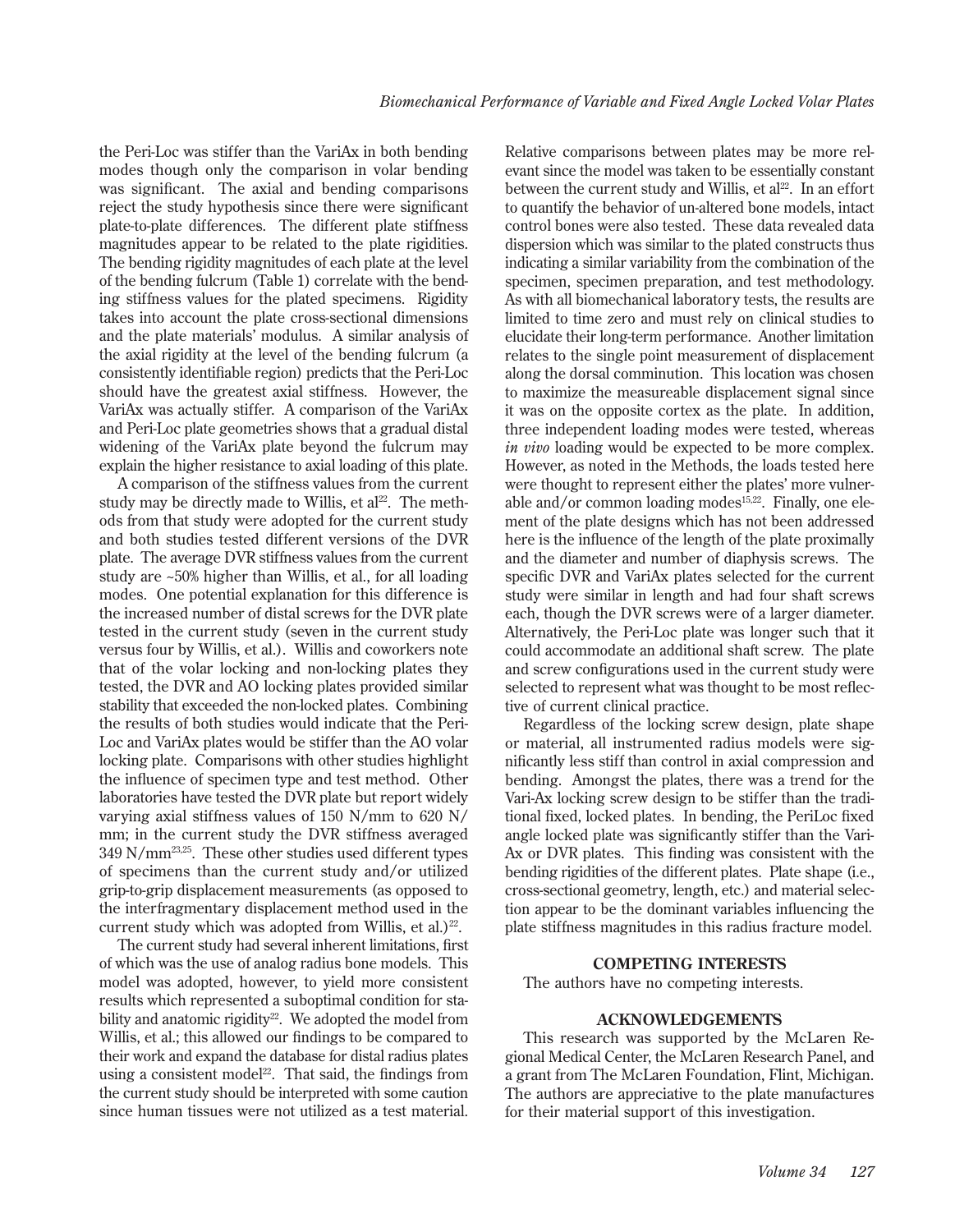the Peri-Loc was stiffer than the VariAx in both bending modes though only the comparison in volar bending was significant. The axial and bending comparisons reject the study hypothesis since there were significant plate-to-plate differences. The different plate stiffness magnitudes appear to be related to the plate rigidities. The bending rigidity magnitudes of each plate at the level of the bending fulcrum (Table 1) correlate with the bending stiffness values for the plated specimens. Rigidity takes into account the plate cross-sectional dimensions and the plate materials' modulus. A similar analysis of the axial rigidity at the level of the bending fulcrum (a consistently identifiable region) predicts that the Peri-Loc should have the greatest axial stiffness. However, the VariAx was actually stiffer. A comparison of the VariAx and Peri-Loc plate geometries shows that a gradual distal widening of the VariAx plate beyond the fulcrum may explain the higher resistance to axial loading of this plate.

A comparison of the stiffness values from the current study may be directly made to Willis, et al[22]. The methods from that study were adopted for the current study and both studies tested different versions of the DVR plate. The average DVR stiffness values from the current study are ~50% higher than Willis, et al., for all loading modes. One potential explanation for this difference is the increased number of distal screws for the DVR plate tested in the current study (seven in the current study versus four by Willis, et al.). Willis and coworkers note that of the volar locking and non-locking plates they tested, the DVR and AO locking plates provided similar stability that exceeded the non-locked plates. Combining the results of both studies would indicate that the Peri-Loc and VariAx plates would be stiffer than the AO volar locking plate. Comparisons with other studies highlight the influence of specimen type and test method. Other laboratories have tested the DVR plate but report widely varying axial stiffness values of 150 N/mm to 620 N/mm; in the current study the DVR stiffness averaged 349 N/mm[23,25]. These other studies used different types of specimens than the current study and/or utilized grip-to-grip displacement measurements (as opposed to the interfragmentary displacement method used in the current study which was adopted from Willis, et al.)[22].

The current study had several inherent limitations, first of which was the use of analog radius bone models. This model was adopted, however, to yield more consistent results which represented a suboptimal condition for stability and anatomic rigidity[22]. We adopted the model from Willis, et al.; this allowed our findings to be compared to their work and expand the database for distal radius plates using a consistent model[22]. That said, the findings from the current study should be interpreted with some caution since human tissues were not utilized as a test material. Relative comparisons between plates may be more relevant since the model was taken to be essentially constant between the current study and Willis, et al[22]. In an effort to quantify the behavior of un-altered bone models, intact control bones were also tested. These data revealed data dispersion which was similar to the plated constructs thus indicating a similar variability from the combination of the specimen, specimen preparation, and test methodology. As with all biomechanical laboratory tests, the results are limited to time zero and must rely on clinical studies to elucidate their long-term performance. Another limitation relates to the single point measurement of displacement along the dorsal comminution. This location was chosen to maximize the measureable displacement signal since it was on the opposite cortex as the plate. In addition, three independent loading modes were tested, whereas *in vivo* loading would be expected to be more complex. However, as noted in the Methods, the loads tested here were thought to represent either the plates' more vulnerable and/or common loading modes[15,22]. Finally, one element of the plate designs which has not been addressed here is the influence of the length of the plate proximally and the diameter and number of diaphysis screws. The specific DVR and VariAx plates selected for the current study were similar in length and had four shaft screws each, though the DVR screws were of a larger diameter. Alternatively, the Peri-Loc plate was longer such that it could accommodate an additional shaft screw. The plate and screw configurations used in the current study were selected to represent what was thought to be most reflective of current clinical practice.

Regardless of the locking screw design, plate shape or material, all instrumented radius models were significantly less stiff than control in axial compression and bending. Amongst the plates, there was a trend for the Vari-Ax locking screw design to be stiffer than the traditional fixed, locked plates. In bending, the PeriLoc fixed angle locked plate was significantly stiffer than the Vari-Ax or DVR plates. This finding was consistent with the bending rigidities of the different plates. Plate shape (i.e., cross-sectional geometry, length, etc.) and material selection appear to be the dominant variables influencing the plate stiffness magnitudes in this radius fracture model.

## COMPETING INTERESTS

The authors have no competing interests.

## ACKNOWLEDGEMENTS

This research was supported by the McLaren Regional Medical Center, the McLaren Research Panel, and a grant from The McLaren Foundation, Flint, Michigan. The authors are appreciative to the plate manufactures for their material support of this investigation.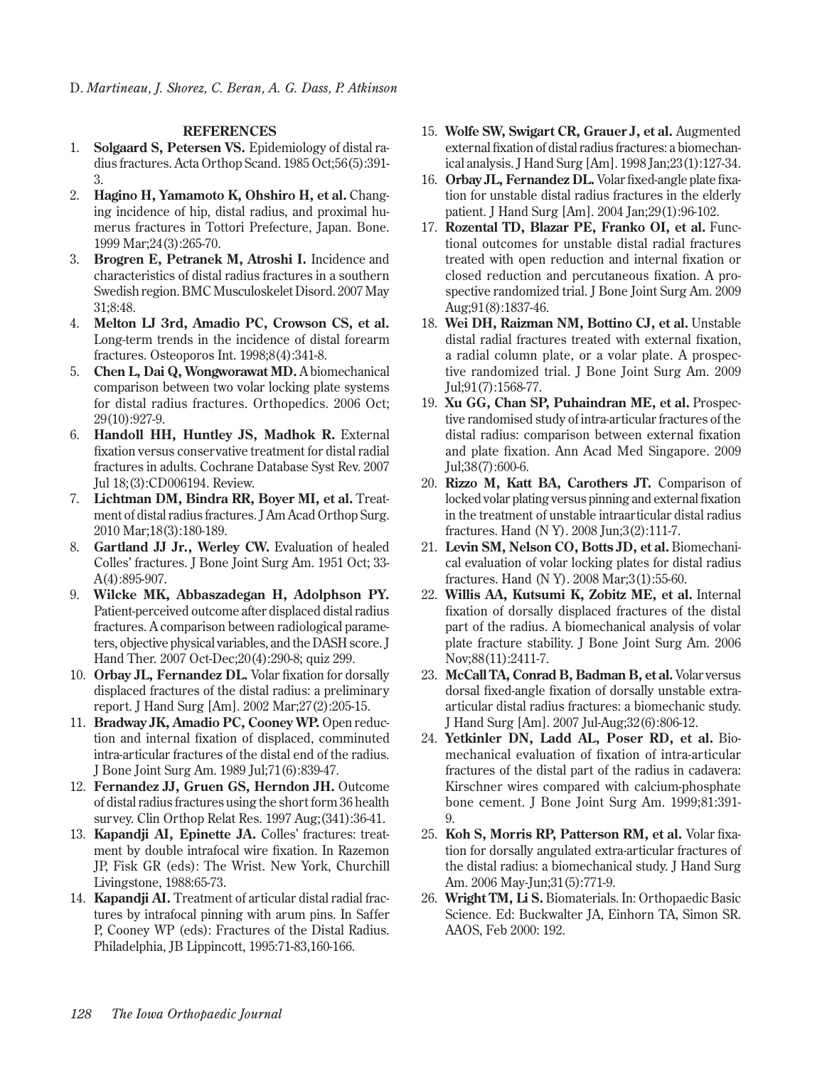## REFERENCES

1. **Solgaard S, Petersen VS.** Epidemiology of distal radius fractures. Acta Orthop Scand. 1985 Oct;56(5):391-3.
2. **Hagino H, Yamamoto K, Ohshiro H, et al.** Changing incidence of hip, distal radius, and proximal humerus fractures in Tottori Prefecture, Japan. Bone. 1999 Mar;24(3):265-70.
3. **Brogren E, Petranek M, Atroshi I.** Incidence and characteristics of distal radius fractures in a southern Swedish region. BMC Musculoskelet Disord. 2007 May 31;8:48.
4. **Melton LJ 3rd, Amadio PC, Crowson CS, et al.** Long-term trends in the incidence of distal forearm fractures. Osteoporos Int. 1998;8(4):341-8.
5. **Chen L, Dai Q, Wongworawat MD.** A biomechanical comparison between two volar locking plate systems for distal radius fractures. Orthopedics. 2006 Oct; 29(10):927-9.
6. **Handoll HH, Huntley JS, Madhok R.** External fixation versus conservative treatment for distal radial fractures in adults. Cochrane Database Syst Rev. 2007 Jul 18;(3):CD006194. Review.
7. **Lichtman DM, Bindra RR, Boyer MI, et al.** Treatment of distal radius fractures. J Am Acad Orthop Surg. 2010 Mar;18(3):180-189.
8. **Gartland JJ Jr., Werley CW.** Evaluation of healed Colles' fractures. J Bone Joint Surg Am. 1951 Oct; 33-A(4):895-907.
9. **Wilcke MK, Abbaszadegan H, Adolphson PY.** Patient-perceived outcome after displaced distal radius fractures. A comparison between radiological parameters, objective physical variables, and the DASH score. J Hand Ther. 2007 Oct-Dec;20(4):290-8; quiz 299.
10. **Orbay JL, Fernandez DL.** Volar fixation for dorsally displaced fractures of the distal radius: a preliminary report. J Hand Surg [Am]. 2002 Mar;27(2):205-15.
11. **Bradway JK, Amadio PC, Cooney WP.** Open reduction and internal fixation of displaced, comminuted intra-articular fractures of the distal end of the radius. J Bone Joint Surg Am. 1989 Jul;71(6):839-47.
12. **Fernandez JJ, Gruen GS, Herndon JH.** Outcome of distal radius fractures using the short form 36 health survey. Clin Orthop Relat Res. 1997 Aug;(341):36-41.
13. **Kapandji AI, Epinette JA.** Colles' fractures: treatment by double intrafocal wire fixation. In Razemon JP, Fisk GR (eds): The Wrist. New York, Churchill Livingstone, 1988:65-73.
14. **Kapandji AI.** Treatment of articular distal radial fractures by intrafocal pinning with arum pins. In Saffer P, Cooney WP (eds): Fractures of the Distal Radius. Philadelphia, JB Lippincott, 1995:71-83,160-166.
15. **Wolfe SW, Swigart CR, Grauer J, et al.** Augmented external fixation of distal radius fractures: a biomechanical analysis. J Hand Surg [Am]. 1998 Jan;23(1):127-34.
16. **Orbay JL, Fernandez DL.** Volar fixed-angle plate fixation for unstable distal radius fractures in the elderly patient. J Hand Surg [Am]. 2004 Jan;29(1):96-102.
17. **Rozental TD, Blazar PE, Franko OI, et al.** Functional outcomes for unstable distal radial fractures treated with open reduction and internal fixation or closed reduction and percutaneous fixation. A prospective randomized trial. J Bone Joint Surg Am. 2009 Aug;91(8):1837-46.
18. **Wei DH, Raizman NM, Bottino CJ, et al.** Unstable distal radial fractures treated with external fixation, a radial column plate, or a volar plate. A prospective randomized trial. J Bone Joint Surg Am. 2009 Jul;91(7):1568-77.
19. **Xu GG, Chan SP, Puhaindran ME, et al.** Prospective randomised study of intra-articular fractures of the distal radius: comparison between external fixation and plate fixation. Ann Acad Med Singapore. 2009 Jul;38(7):600-6.
20. **Rizzo M, Katt BA, Carothers JT.** Comparison of locked volar plating versus pinning and external fixation in the treatment of unstable intraarticular distal radius fractures. Hand (N Y). 2008 Jun;3(2):111-7.
21. **Levin SM, Nelson CO, Botts JD, et al.** Biomechanical evaluation of volar locking plates for distal radius fractures. Hand (N Y). 2008 Mar;3(1):55-60.
22. **Willis AA, Kutsumi K, Zobitz ME, et al.** Internal fixation of dorsally displaced fractures of the distal part of the radius. A biomechanical analysis of volar plate fracture stability. J Bone Joint Surg Am. 2006 Nov;88(11):2411-7.
23. **McCall TA, Conrad B, Badman B, et al.** Volar versus dorsal fixed-angle fixation of dorsally unstable extra-articular distal radius fractures: a biomechanic study. J Hand Surg [Am]. 2007 Jul-Aug;32(6):806-12.
24. **Yetkinler DN, Ladd AL, Poser RD, et al.** Biomechanical evaluation of fixation of intra-articular fractures of the distal part of the radius in cadavera: Kirschner wires compared with calcium-phosphate bone cement. J Bone Joint Surg Am. 1999;81:391-9.
25. **Koh S, Morris RP, Patterson RM, et al.** Volar fixation for dorsally angulated extra-articular fractures of the distal radius: a biomechanical study. J Hand Surg Am. 2006 May-Jun;31(5):771-9.
26. **Wright TM, Li S.** Biomaterials. In: Orthopaedic Basic Science. Ed: Buckwalter JA, Einhorn TA, Simon SR. AAOS, Feb 2000: 192.